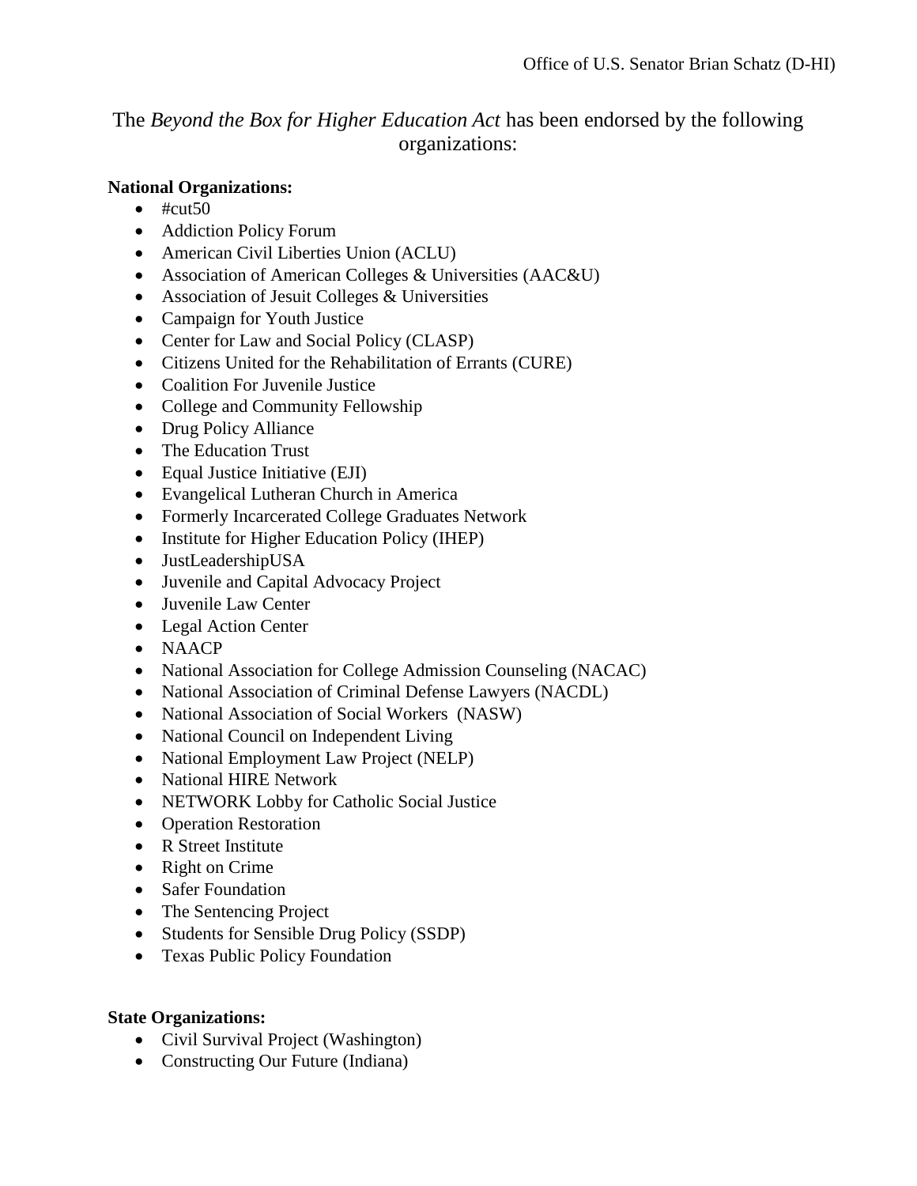Office of U.S. Senator Brian Schatz (D-HI)

# The *Beyond the Box for Higher Education Act* has been endorsed by the following organizations:

**National Organizations:**

- #cut50
- Addiction Policy Forum
- American Civil Liberties Union (ACLU)
- Association of American Colleges & Universities (AAC&U)
- Association of Jesuit Colleges & Universities
- Campaign for Youth Justice
- Center for Law and Social Policy (CLASP)
- Citizens United for the Rehabilitation of Errants (CURE)
- Coalition For Juvenile Justice
- College and Community Fellowship
- Drug Policy Alliance
- The Education Trust
- Equal Justice Initiative (EJI)
- Evangelical Lutheran Church in America
- Formerly Incarcerated College Graduates Network
- Institute for Higher Education Policy (IHEP)
- JustLeadershipUSA
- Juvenile and Capital Advocacy Project
- Juvenile Law Center
- Legal Action Center
- NAACP
- National Association for College Admission Counseling (NACAC)
- National Association of Criminal Defense Lawyers (NACDL)
- National Association of Social Workers (NASW)
- National Council on Independent Living
- National Employment Law Project (NELP)
- National HIRE Network
- NETWORK Lobby for Catholic Social Justice
- Operation Restoration
- R Street Institute
- Right on Crime
- Safer Foundation
- The Sentencing Project
- Students for Sensible Drug Policy (SSDP)
- Texas Public Policy Foundation

**State Organizations:**

- Civil Survival Project (Washington)
- Constructing Our Future (Indiana)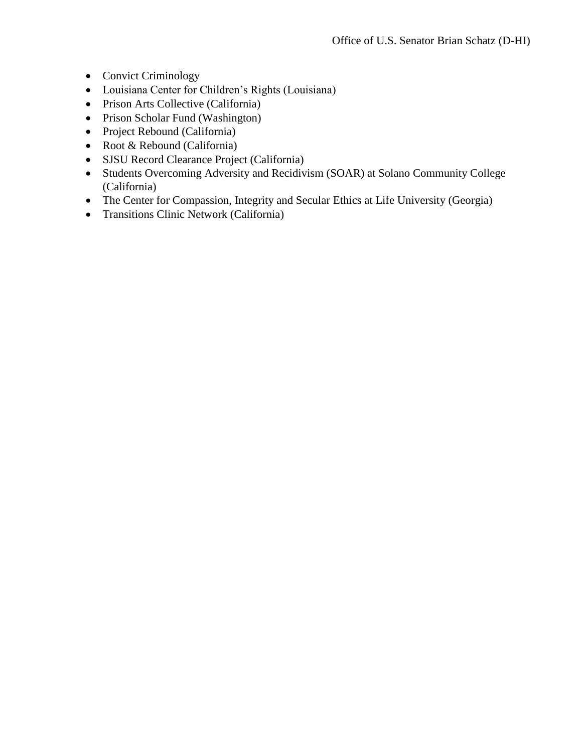- Convict Criminology
- Louisiana Center for Children's Rights (Louisiana)
- Prison Arts Collective (California)
- Prison Scholar Fund (Washington)
- Project Rebound (California)
- Root & Rebound (California)
- SJSU Record Clearance Project (California)
- Students Overcoming Adversity and Recidivism (SOAR) at Solano Community College (California)
- The Center for Compassion, Integrity and Secular Ethics at Life University (Georgia)
- Transitions Clinic Network (California)